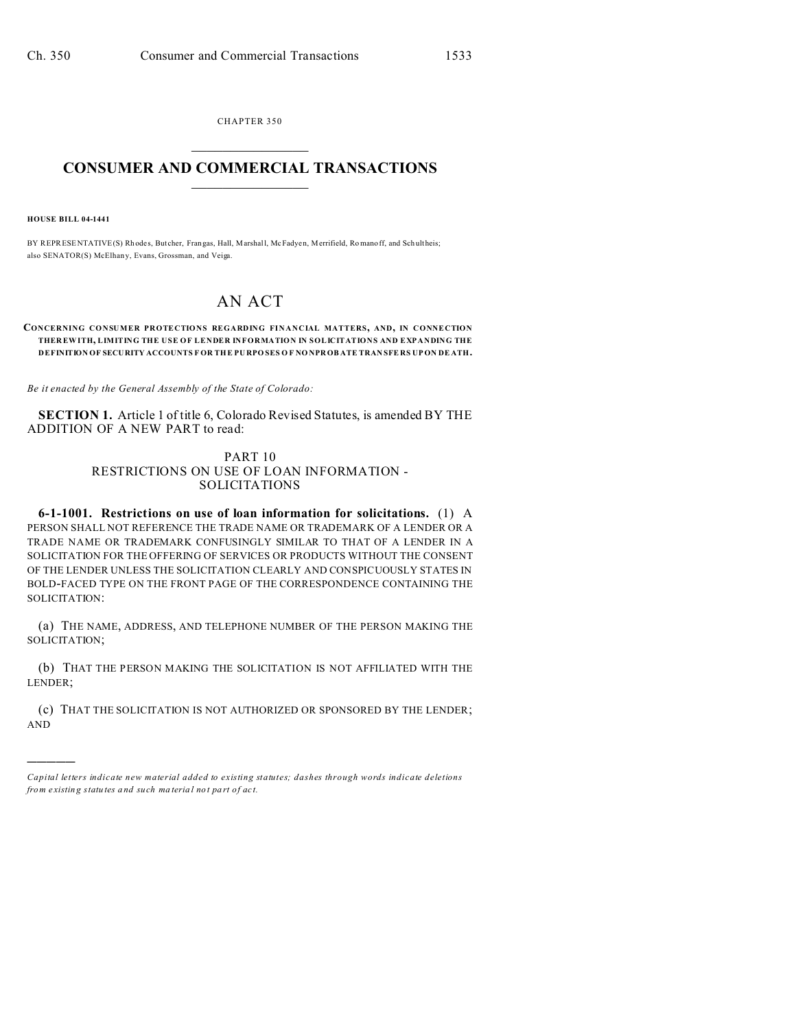CHAPTER 350

# CONSUMER AND COMMERCIAL TRANSACTIONS

**HOUSE BILL 04-1441**

BY REPRESENTATIVE(S) Rhodes, Butcher, Frangas, Hall, Marshall, McFadyen, Merrifield, Romanoff, and Schultheis; also SENATOR(S) McElhany, Evans, Grossman, and Veiga.

## AN ACT

**CONCERNING CONSUMER PROTECTIONS REGARDING FINANCIAL MATTERS, AND, IN CONNECTION THEREWITH, LIMITING THE USE OF LENDER INFORMATION IN SOLICITATIONS AND EXPANDING THE DEFINITION OF SECURITY ACCOUNTS FOR THE PURPOSES OF NONPROBATE TRANSFERS UPON DEATH.**

*Be it enacted by the General Assembly of the State of Colorado:*

**SECTION 1.** Article 1 of title 6, Colorado Revised Statutes, is amended BY THE ADDITION OF A NEW PART to read:

PART 10
RESTRICTIONS ON USE OF LOAN INFORMATION - SOLICITATIONS

**6-1-1001. Restrictions on use of loan information for solicitations.** (1) A PERSON SHALL NOT REFERENCE THE TRADE NAME OR TRADEMARK OF A LENDER OR A TRADE NAME OR TRADEMARK CONFUSINGLY SIMILAR TO THAT OF A LENDER IN A SOLICITATION FOR THE OFFERING OF SERVICES OR PRODUCTS WITHOUT THE CONSENT OF THE LENDER UNLESS THE SOLICITATION CLEARLY AND CONSPICUOUSLY STATES IN BOLD-FACED TYPE ON THE FRONT PAGE OF THE CORRESPONDENCE CONTAINING THE SOLICITATION:

(a) THE NAME, ADDRESS, AND TELEPHONE NUMBER OF THE PERSON MAKING THE SOLICITATION;

(b) THAT THE PERSON MAKING THE SOLICITATION IS NOT AFFILIATED WITH THE LENDER;

(c) THAT THE SOLICITATION IS NOT AUTHORIZED OR SPONSORED BY THE LENDER; AND

*Capital letters indicate new material added to existing statutes; dashes through words indicate deletions from existing statutes and such material not part of act.*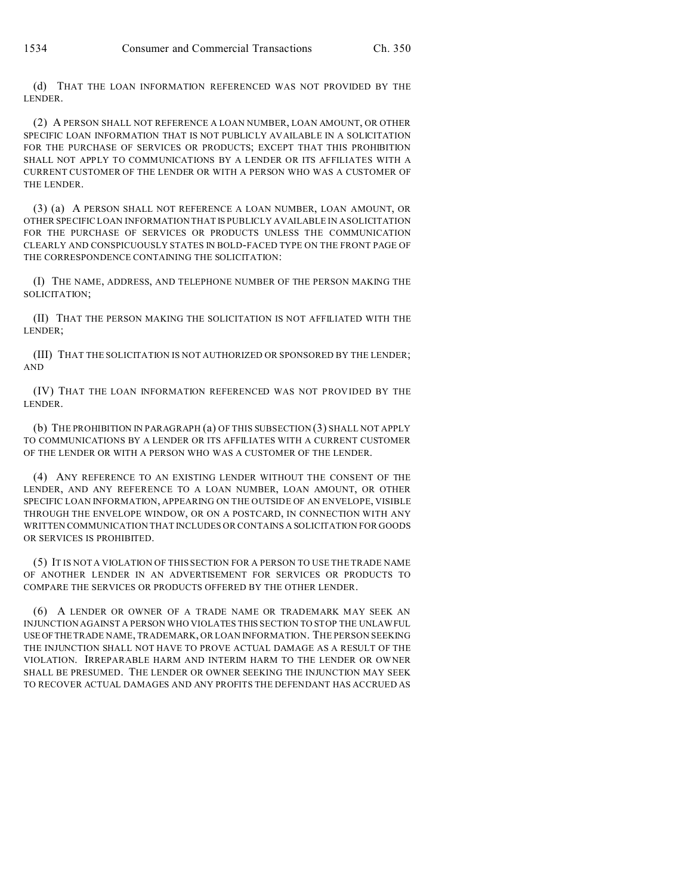(d) THAT THE LOAN INFORMATION REFERENCED WAS NOT PROVIDED BY THE LENDER.

(2) A PERSON SHALL NOT REFERENCE A LOAN NUMBER, LOAN AMOUNT, OR OTHER SPECIFIC LOAN INFORMATION THAT IS NOT PUBLICLY AVAILABLE IN A SOLICITATION FOR THE PURCHASE OF SERVICES OR PRODUCTS; EXCEPT THAT THIS PROHIBITION SHALL NOT APPLY TO COMMUNICATIONS BY A LENDER OR ITS AFFILIATES WITH A CURRENT CUSTOMER OF THE LENDER OR WITH A PERSON WHO WAS A CUSTOMER OF THE LENDER.

(3) (a) A PERSON SHALL NOT REFERENCE A LOAN NUMBER, LOAN AMOUNT, OR OTHER SPECIFIC LOAN INFORMATION THAT IS PUBLICLY AVAILABLE IN A SOLICITATION FOR THE PURCHASE OF SERVICES OR PRODUCTS UNLESS THE COMMUNICATION CLEARLY AND CONSPICUOUSLY STATES IN BOLD-FACED TYPE ON THE FRONT PAGE OF THE CORRESPONDENCE CONTAINING THE SOLICITATION:

(I) THE NAME, ADDRESS, AND TELEPHONE NUMBER OF THE PERSON MAKING THE SOLICITATION;

(II) THAT THE PERSON MAKING THE SOLICITATION IS NOT AFFILIATED WITH THE LENDER;

(III) THAT THE SOLICITATION IS NOT AUTHORIZED OR SPONSORED BY THE LENDER; AND

(IV) THAT THE LOAN INFORMATION REFERENCED WAS NOT PROVIDED BY THE LENDER.

(b) THE PROHIBITION IN PARAGRAPH (a) OF THIS SUBSECTION (3) SHALL NOT APPLY TO COMMUNICATIONS BY A LENDER OR ITS AFFILIATES WITH A CURRENT CUSTOMER OF THE LENDER OR WITH A PERSON WHO WAS A CUSTOMER OF THE LENDER.

(4) ANY REFERENCE TO AN EXISTING LENDER WITHOUT THE CONSENT OF THE LENDER, AND ANY REFERENCE TO A LOAN NUMBER, LOAN AMOUNT, OR OTHER SPECIFIC LOAN INFORMATION, APPEARING ON THE OUTSIDE OF AN ENVELOPE, VISIBLE THROUGH THE ENVELOPE WINDOW, OR ON A POSTCARD, IN CONNECTION WITH ANY WRITTEN COMMUNICATION THAT INCLUDES OR CONTAINS A SOLICITATION FOR GOODS OR SERVICES IS PROHIBITED.

(5) IT IS NOT A VIOLATION OF THIS SECTION FOR A PERSON TO USE THE TRADE NAME OF ANOTHER LENDER IN AN ADVERTISEMENT FOR SERVICES OR PRODUCTS TO COMPARE THE SERVICES OR PRODUCTS OFFERED BY THE OTHER LENDER.

(6) A LENDER OR OWNER OF A TRADE NAME OR TRADEMARK MAY SEEK AN INJUNCTION AGAINST A PERSON WHO VIOLATES THIS SECTION TO STOP THE UNLAWFUL USE OF THE TRADE NAME, TRADEMARK, OR LOAN INFORMATION. THE PERSON SEEKING THE INJUNCTION SHALL NOT HAVE TO PROVE ACTUAL DAMAGE AS A RESULT OF THE VIOLATION. IRREPARABLE HARM AND INTERIM HARM TO THE LENDER OR OWNER SHALL BE PRESUMED. THE LENDER OR OWNER SEEKING THE INJUNCTION MAY SEEK TO RECOVER ACTUAL DAMAGES AND ANY PROFITS THE DEFENDANT HAS ACCRUED AS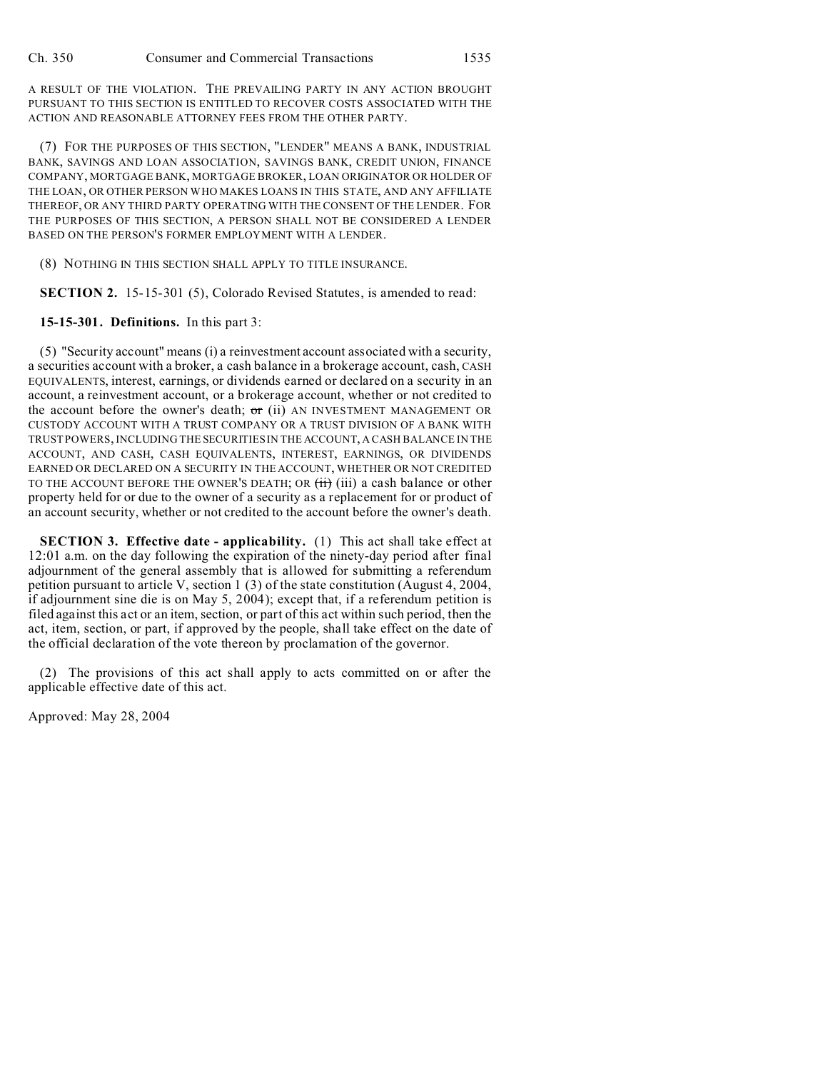A RESULT OF THE VIOLATION. THE PREVAILING PARTY IN ANY ACTION BROUGHT PURSUANT TO THIS SECTION IS ENTITLED TO RECOVER COSTS ASSOCIATED WITH THE ACTION AND REASONABLE ATTORNEY FEES FROM THE OTHER PARTY.

(7) FOR THE PURPOSES OF THIS SECTION, "LENDER" MEANS A BANK, INDUSTRIAL BANK, SAVINGS AND LOAN ASSOCIATION, SAVINGS BANK, CREDIT UNION, FINANCE COMPANY, MORTGAGE BANK, MORTGAGE BROKER, LOAN ORIGINATOR OR HOLDER OF THE LOAN, OR OTHER PERSON WHO MAKES LOANS IN THIS STATE, AND ANY AFFILIATE THEREOF, OR ANY THIRD PARTY OPERATING WITH THE CONSENT OF THE LENDER. FOR THE PURPOSES OF THIS SECTION, A PERSON SHALL NOT BE CONSIDERED A LENDER BASED ON THE PERSON'S FORMER EMPLOYMENT WITH A LENDER.

(8) NOTHING IN THIS SECTION SHALL APPLY TO TITLE INSURANCE.

**SECTION 2.** 15-15-301 (5), Colorado Revised Statutes, is amended to read:

**15-15-301. Definitions.** In this part 3:

(5) "Security account" means (i) a reinvestment account associated with a security, a securities account with a broker, a cash balance in a brokerage account, cash, CASH EQUIVALENTS, interest, earnings, or dividends earned or declared on a security in an account, a reinvestment account, or a brokerage account, whether or not credited to the account before the owner's death; ~~or~~ (ii) AN INVESTMENT MANAGEMENT OR CUSTODY ACCOUNT WITH A TRUST COMPANY OR A TRUST DIVISION OF A BANK WITH TRUST POWERS, INCLUDING THE SECURITIES IN THE ACCOUNT, A CASH BALANCE IN THE ACCOUNT, AND CASH, CASH EQUIVALENTS, INTEREST, EARNINGS, OR DIVIDENDS EARNED OR DECLARED ON A SECURITY IN THE ACCOUNT, WHETHER OR NOT CREDITED TO THE ACCOUNT BEFORE THE OWNER'S DEATH; OR ~~(ii)~~ (iii) a cash balance or other property held for or due to the owner of a security as a replacement for or product of an account security, whether or not credited to the account before the owner's death.

**SECTION 3. Effective date - applicability.** (1) This act shall take effect at 12:01 a.m. on the day following the expiration of the ninety-day period after final adjournment of the general assembly that is allowed for submitting a referendum petition pursuant to article V, section 1 (3) of the state constitution (August 4, 2004, if adjournment sine die is on May 5, 2004); except that, if a referendum petition is filed against this act or an item, section, or part of this act within such period, then the act, item, section, or part, if approved by the people, shall take effect on the date of the official declaration of the vote thereon by proclamation of the governor.

(2) The provisions of this act shall apply to acts committed on or after the applicable effective date of this act.

Approved: May 28, 2004